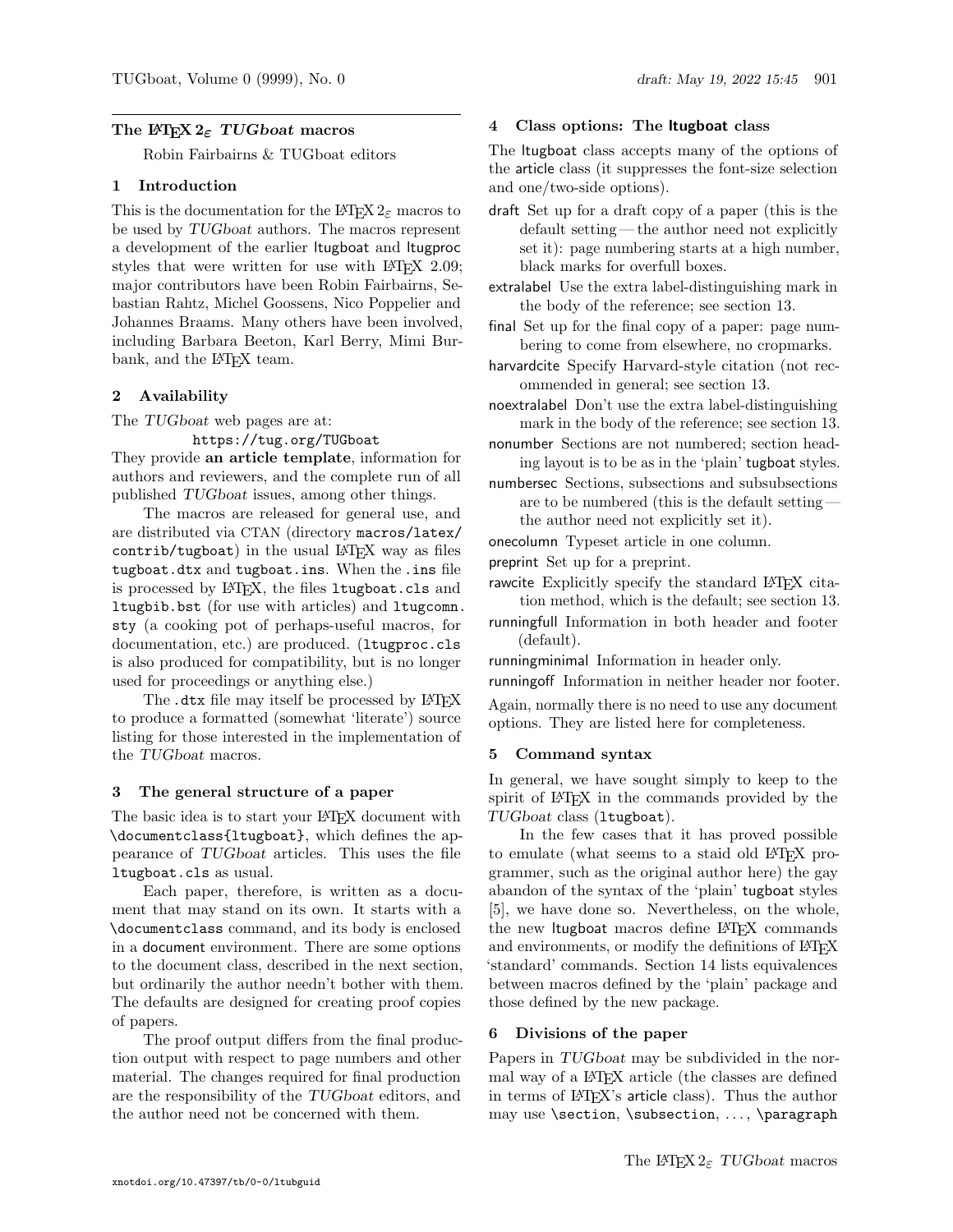# The LaTeX 2ε *TUGboat* macros

Robin Fairbairns & TUGboat editors

## 1 Introduction

This is the documentation for the LaTeX 2ε macros to be used by *TUGboat* authors. The macros represent a development of the earlier ltugboat and ltugproc styles that were written for use with LaTeX 2.09; major contributors have been Robin Fairbairns, Sebastian Rahtz, Michel Goossens, Nico Poppelier and Johannes Braams. Many others have been involved, including Barbara Beeton, Karl Berry, Mimi Burbank, and the LaTeX team.

## 2 Availability

The *TUGboat* web pages are at:

`https://tug.org/TUGboat`

They provide **an article template**, information for authors and reviewers, and the complete run of all published *TUGboat* issues, among other things.

The macros are released for general use, and are distributed via CTAN (directory `macros/latex/contrib/tugboat`) in the usual LaTeX way as files `tugboat.dtx` and `tugboat.ins`. When the `.ins` file is processed by LaTeX, the files `ltugboat.cls` and `ltugbib.bst` (for use with articles) and `ltugcomn.sty` (a cooking pot of perhaps-useful macros, for documentation, etc.) are produced. (`ltugproc.cls` is also produced for compatibility, but is no longer used for proceedings or anything else.)

The `.dtx` file may itself be processed by LaTeX to produce a formatted (somewhat 'literate') source listing for those interested in the implementation of the *TUGboat* macros.

## 3 The general structure of a paper

The basic idea is to start your LaTeX document with `\documentclass{ltugboat}`, which defines the appearance of *TUGboat* articles. This uses the file `ltugboat.cls` as usual.

Each paper, therefore, is written as a document that may stand on its own. It starts with a `\documentclass` command, and its body is enclosed in a document environment. There are some options to the document class, described in the next section, but ordinarily the author needn't bother with them. The defaults are designed for creating proof copies of papers.

The proof output differs from the final production output with respect to page numbers and other material. The changes required for final production are the responsibility of the *TUGboat* editors, and the author need not be concerned with them.

## 4 Class options: The ltugboat class

The ltugboat class accepts many of the options of the article class (it suppresses the font-size selection and one/two-side options).

- draft Set up for a draft copy of a paper (this is the default setting — the author need not explicitly set it): page numbering starts at a high number, black marks for overfull boxes.
- extralabel Use the extra label-distinguishing mark in the body of the reference; see section 13.
- final Set up for the final copy of a paper: page numbering to come from elsewhere, no cropmarks.
- harvardcite Specify Harvard-style citation (not recommended in general; see section 13.
- noextralabel Don't use the extra label-distinguishing mark in the body of the reference; see section 13.
- nonumber Sections are not numbered; section heading layout is to be as in the 'plain' tugboat styles.
- numbersec Sections, subsections and subsubsections are to be numbered (this is the default setting — the author need not explicitly set it).
- onecolumn Typeset article in one column.
- preprint Set up for a preprint.
- rawcite Explicitly specify the standard LaTeX citation method, which is the default; see section 13.
- runningfull Information in both header and footer (default).
- runningminimal Information in header only.
- runningoff Information in neither header nor footer.

Again, normally there is no need to use any document options. They are listed here for completeness.

## 5 Command syntax

In general, we have sought simply to keep to the spirit of LaTeX in the commands provided by the *TUGboat* class (`ltugboat`).

In the few cases that it has proved possible to emulate (what seems to a staid old LaTeX programmer, such as the original author here) the gay abandon of the syntax of the 'plain' tugboat styles [5], we have done so. Nevertheless, on the whole, the new ltugboat macros define LaTeX commands and environments, or modify the definitions of LaTeX 'standard' commands. Section 14 lists equivalences between macros defined by the 'plain' package and those defined by the new package.

## 6 Divisions of the paper

Papers in *TUGboat* may be subdivided in the normal way of a LaTeX article (the classes are defined in terms of LaTeX's article class). Thus the author may use `\section`, `\subsection`, ..., `\paragraph`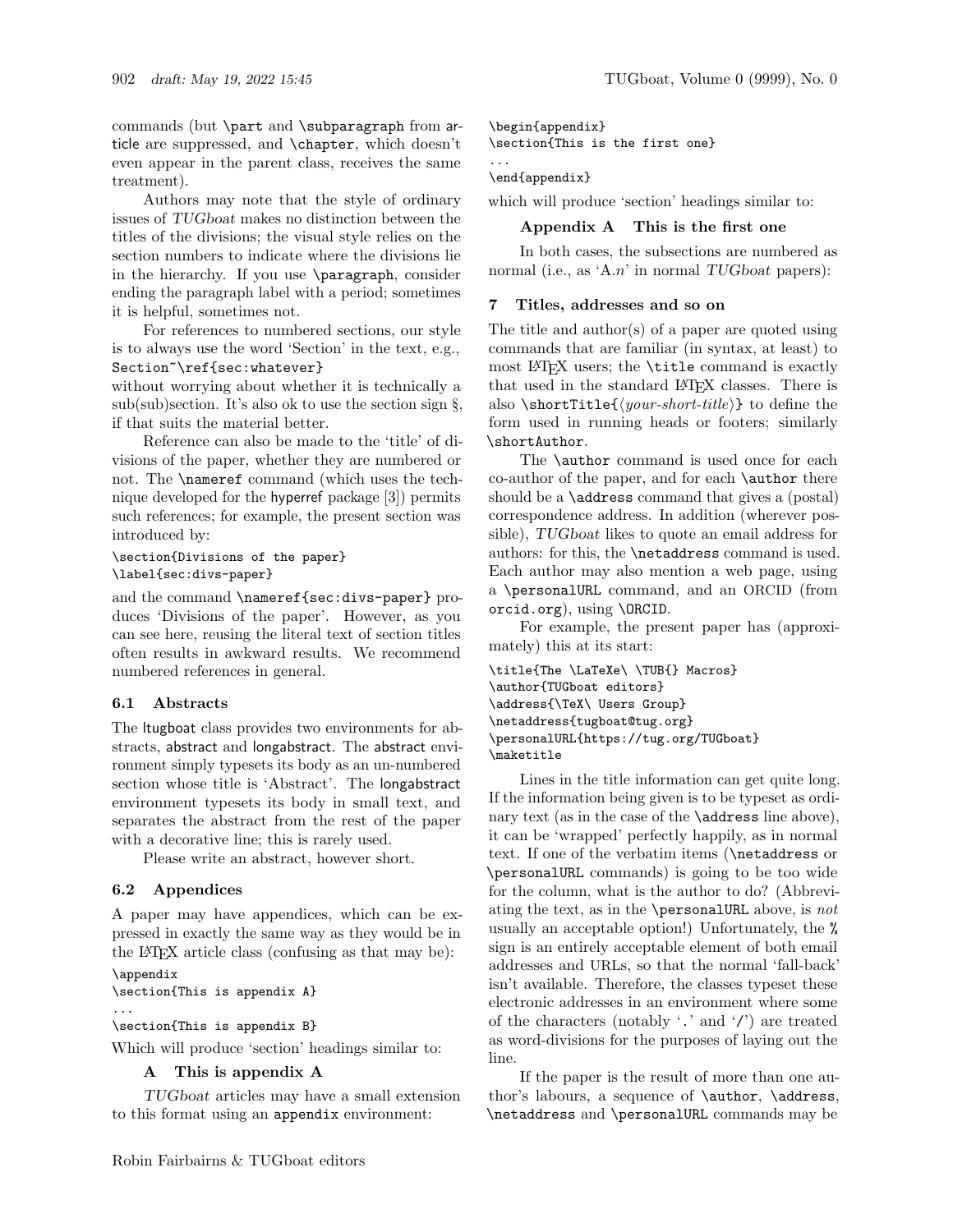commands (but `\part` and `\subparagraph` from article are suppressed, and `\chapter`, which doesn't even appear in the parent class, receives the same treatment).

Authors may note that the style of ordinary issues of *TUGboat* makes no distinction between the titles of the divisions; the visual style relies on the section numbers to indicate where the divisions lie in the hierarchy. If you use `\paragraph`, consider ending the paragraph label with a period; sometimes it is helpful, sometimes not.

For references to numbered sections, our style is to always use the word 'Section' in the text, e.g., `Section~\ref{sec:whatever}` without worrying about whether it is technically a sub(sub)section. It's also ok to use the section sign §, if that suits the material better.

Reference can also be made to the 'title' of divisions of the paper, whether they are numbered or not. The `\nameref` command (which uses the technique developed for the hyperref package [3]) permits such references; for example, the present section was introduced by:

```
\section{Divisions of the paper}
\label{sec:divs-paper}
```

and the command `\nameref{sec:divs-paper}` produces 'Divisions of the paper'. However, as you can see here, reusing the literal text of section titles often results in awkward results. We recommend numbered references in general.

### 6.1 Abstracts

The ltugboat class provides two environments for abstracts, abstract and longabstract. The abstract environment simply typesets its body as an un-numbered section whose title is 'Abstract'. The longabstract environment typesets its body in small text, and separates the abstract from the rest of the paper with a decorative line; this is rarely used.

Please write an abstract, however short.

### 6.2 Appendices

A paper may have appendices, which can be expressed in exactly the same way as they would be in the LaTeX article class (confusing as that may be):

```
\appendix
\section{This is appendix A}
...
\section{This is appendix B}
```

Which will produce 'section' headings similar to:

**A This is appendix A**

*TUGboat* articles may have a small extension to this format using an `appendix` environment:

```
\begin{appendix}
\section{This is the first one}
...
\end{appendix}
```

which will produce 'section' headings similar to:

**Appendix A This is the first one**

In both cases, the subsections are numbered as normal (i.e., as 'A.$n$' in normal *TUGboat* papers):

## 7 Titles, addresses and so on

The title and author(s) of a paper are quoted using commands that are familiar (in syntax, at least) to most LaTeX users; the `\title` command is exactly that used in the standard LaTeX classes. There is also `\shortTitle{⟨your-short-title⟩}` to define the form used in running heads or footers; similarly `\shortAuthor`.

The `\author` command is used once for each co-author of the paper, and for each `\author` there should be a `\address` command that gives a (postal) correspondence address. In addition (wherever possible), *TUGboat* likes to quote an email address for authors: for this, the `\netaddress` command is used. Each author may also mention a web page, using a `\personalURL` command, and an ORCID (from orcid.org), using `\ORCID`.

For example, the present paper has (approximately) this at its start:

```
\title{The \LaTeXe\ \TUB{} Macros}
\author{TUGboat editors}
\address{\TeX\ Users Group}
\netaddress{tugboat@tug.org}
\personalURL{https://tug.org/TUGboat}
\maketitle
```

Lines in the title information can get quite long. If the information being given is to be typeset as ordinary text (as in the case of the `\address` line above), it can be 'wrapped' perfectly happily, as in normal text. If one of the verbatim items (`\netaddress` or `\personalURL` commands) is going to be too wide for the column, what is the author to do? (Abbreviating the text, as in the `\personalURL` above, is *not* usually an acceptable option!) Unfortunately, the `%` sign is an entirely acceptable element of both email addresses and URLs, so that the normal 'fall-back' isn't available. Therefore, the classes typeset these electronic addresses in an environment where some of the characters (notably '`.`' and '`/`') are treated as word-divisions for the purposes of laying out the line.

If the paper is the result of more than one author's labours, a sequence of `\author`, `\address`, `\netaddress` and `\personalURL` commands may be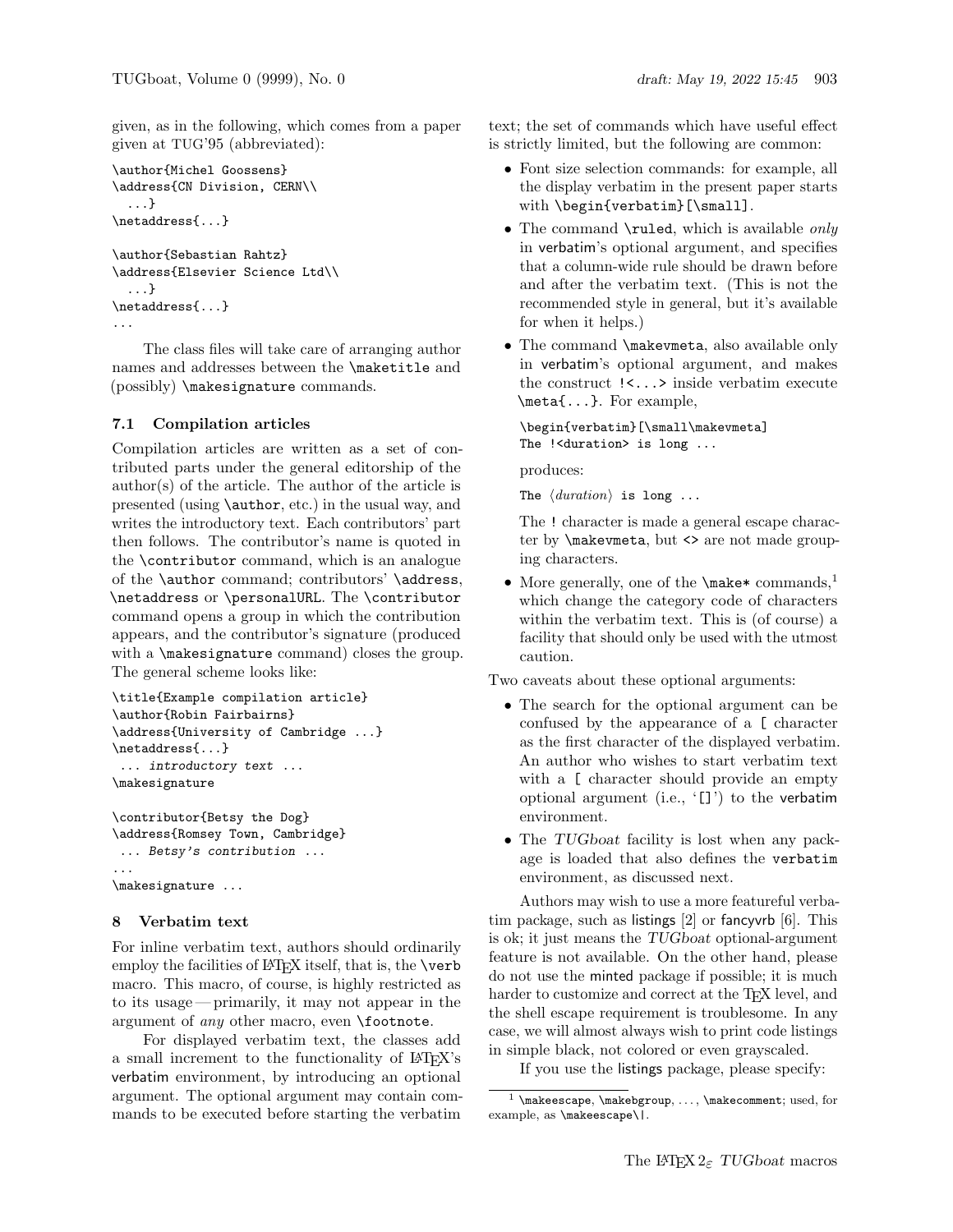given, as in the following, which comes from a paper given at TUG'95 (abbreviated):

```
\author{Michel Goossens}
\address{CN Division, CERN\\
  ...}
\netaddress{...}

\author{Sebastian Rahtz}
\address{Elsevier Science Ltd\\
  ...}
\netaddress{...}
...
```

The class files will take care of arranging author names and addresses between the `\maketitle` and (possibly) `\makesignature` commands.

### 7.1 Compilation articles

Compilation articles are written as a set of contributed parts under the general editorship of the author(s) of the article. The author of the article is presented (using `\author`, etc.) in the usual way, and writes the introductory text. Each contributors' part then follows. The contributor's name is quoted in the `\contributor` command, which is an analogue of the `\author` command; contributors' `\address`, `\netaddress` or `\personalURL`. The `\contributor` command opens a group in which the contribution appears, and the contributor's signature (produced with a `\makesignature` command) closes the group. The general scheme looks like:

```
\title{Example compilation article}
\author{Robin Fairbairns}
\address{University of Cambridge ...}
\netaddress{...}
 ... introductory text ...
\makesignature

\contributor{Betsy the Dog}
\address{Romsey Town, Cambridge}
 ... Betsy's contribution ...
...
\makesignature ...
```

## 8 Verbatim text

For inline verbatim text, authors should ordinarily employ the facilities of LaTeX itself, that is, the `\verb` macro. This macro, of course, is highly restricted as to its usage — primarily, it may not appear in the argument of *any* other macro, even `\footnote`.

For displayed verbatim text, the classes add a small increment to the functionality of LaTeX's verbatim environment, by introducing an optional argument. The optional argument may contain commands to be executed before starting the verbatim text; the set of commands which have useful effect is strictly limited, but the following are common:

- Font size selection commands: for example, all the display verbatim in the present paper starts with `\begin{verbatim}[\small]`.
- The command `\ruled`, which is available *only* in verbatim's optional argument, and specifies that a column-wide rule should be drawn before and after the verbatim text. (This is not the recommended style in general, but it's available for when it helps.)
- The command `\makevmeta`, also available only in verbatim's optional argument, and makes the construct `!<...>` inside verbatim execute `\meta{...}`. For example,

  ```
  \begin{verbatim}[\small\makevmeta]
  The !<duration> is long ...
  ```

  produces:

  The ⟨*duration*⟩ is long ...

  The `!` character is made a general escape character by `\makevmeta`, but `<>` are not made grouping characters.
- More generally, one of the `\make*` commands,[1] which change the category code of characters within the verbatim text. This is (of course) a facility that should only be used with the utmost caution.

Two caveats about these optional arguments:

- The search for the optional argument can be confused by the appearance of a `[` character as the first character of the displayed verbatim. An author who wishes to start verbatim text with a `[` character should provide an empty optional argument (i.e., '`[]`') to the verbatim environment.
- The *TUGboat* facility is lost when any package is loaded that also defines the `verbatim` environment, as discussed next.

Authors may wish to use a more featureful verbatim package, such as listings [2] or fancyvrb [6]. This is ok; it just means the *TUGboat* optional-argument feature is not available. On the other hand, please do not use the minted package if possible; it is much harder to customize and correct at the TeX level, and the shell escape requirement is troublesome. In any case, we will almost always wish to print code listings in simple black, not colored or even grayscaled.

If you use the listings package, please specify:

---

[1] `\makeescape`, `\makebgroup`, ..., `\makecomment`; used, for example, as `\makeescape\|`.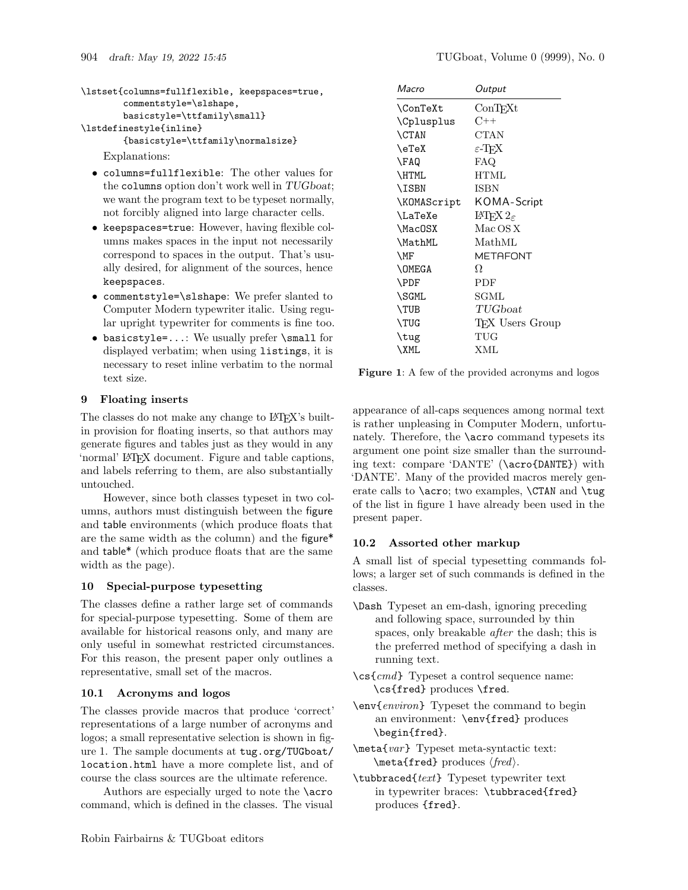```
\lstset{columns=fullflexible, keepspaces=true,
        commentstyle=\slshape,
        basicstyle=\ttfamily\small}
\lstdefinestyle{inline}
        {basicstyle=\ttfamily\normalsize}
```

Explanations:

- `columns=fullflexible`: The other values for the `columns` option don't work well in *TUGboat*; we want the program text to be typeset normally, not forcibly aligned into large character cells.
- `keepspaces=true`: However, having flexible columns makes spaces in the input not necessarily correspond to spaces in the output. That's usually desired, for alignment of the sources, hence `keepspaces`.
- `commentstyle=\slshape`: We prefer slanted to Computer Modern typewriter italic. Using regular upright typewriter for comments is fine too.
- `basicstyle=...`: We usually prefer `\small` for displayed verbatim; when using `listings`, it is necessary to reset inline verbatim to the normal text size.

## 9 Floating inserts

The classes do not make any change to LaTeX's built-in provision for floating inserts, so that authors may generate figures and tables just as they would in any 'normal' LaTeX document. Figure and table captions, and labels referring to them, are also substantially untouched.

However, since both classes typeset in two columns, authors must distinguish between the figure and table environments (which produce floats that are the same width as the column) and the figure* and table* (which produce floats that are the same width as the page).

## 10 Special-purpose typesetting

The classes define a rather large set of commands for special-purpose typesetting. Some of them are available for historical reasons only, and many are only useful in somewhat restricted circumstances. For this reason, the present paper only outlines a representative, small set of the macros.

### 10.1 Acronyms and logos

The classes provide macros that produce 'correct' representations of a large number of acronyms and logos; a small representative selection is shown in figure 1. The sample documents at `tug.org/TUGboat/location.html` have a more complete list, and of course the class sources are the ultimate reference.

Authors are especially urged to note the `\acro` command, which is defined in the classes. The visual appearance of all-caps sequences among normal text is rather unpleasing in Computer Modern, unfortunately. Therefore, the `\acro` command typesets its argument one point size smaller than the surrounding text: compare 'DANTE' (`\acro{DANTE}`) with 'DANTE'. Many of the provided macros merely generate calls to `\acro`; two examples, `\CTAN` and `\tug` of the list in figure 1 have already been used in the present paper.

| *Macro* | *Output* |
|---|---|
| `\ConTeXt` | ConTeXt |
| `\Cplusplus` | C++ |
| `\CTAN` | CTAN |
| `\eTeX` | ε-TeX |
| `\FAQ` | FAQ |
| `\HTML` | HTML |
| `\ISBN` | ISBN |
| `\KOMAScript` | KOMA-Script |
| `\LaTeXe` | LaTeX 2ε |
| `\MacOSX` | Mac OS X |
| `\MathML` | MathML |
| `\MF` | METAFONT |
| `\OMEGA` | Ω |
| `\PDF` | PDF |
| `\SGML` | SGML |
| `\TUB` | *TUGboat* |
| `\TUG` | TeX Users Group |
| `\tug` | TUG |
| `\XML` | XML |

**Figure 1**: A few of the provided acronyms and logos

### 10.2 Assorted other markup

A small list of special typesetting commands follows; a larger set of such commands is defined in the classes.

`\Dash` Typeset an em-dash, ignoring preceding and following space, surrounded by thin spaces, only breakable *after* the dash; this is the preferred method of specifying a dash in running text.

`\cs{`*cmd*`}` Typeset a control sequence name: `\cs{fred}` produces `\fred`.

`\env{`*environ*`}` Typeset the command to begin an environment: `\env{fred}` produces `\begin{fred}`.

`\meta{`*var*`}` Typeset meta-syntactic text: `\meta{fred}` produces ⟨*fred*⟩.

`\tubbraced{`*text*`}` Typeset typewriter text in typewriter braces: `\tubbraced{fred}` produces `{fred}`.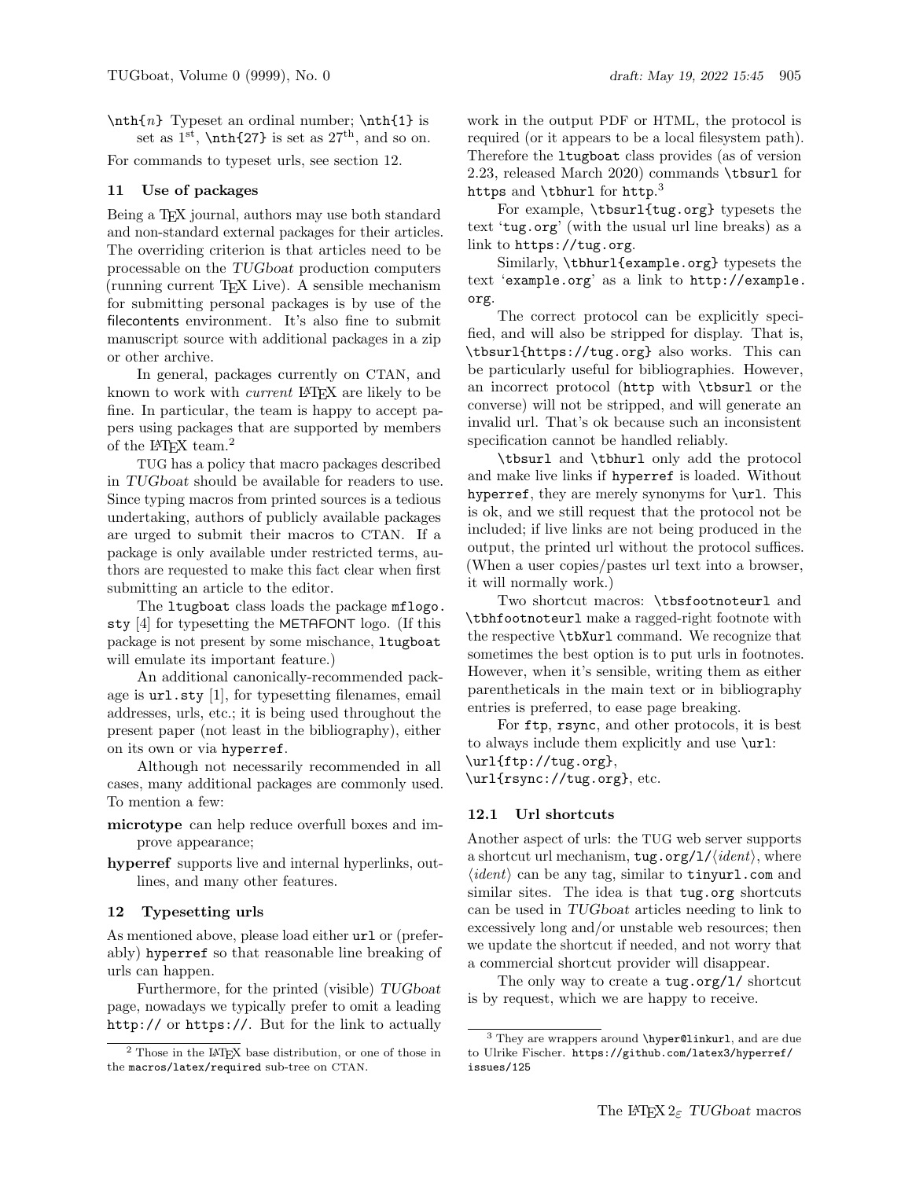`\nth{n}` Typeset an ordinal number; `\nth{1}` is set as 1[st], `\nth{27}` is set as 27[th], and so on.

For commands to typeset urls, see section 12.

## 11 Use of packages

Being a TeX journal, authors may use both standard and non-standard external packages for their articles. The overriding criterion is that articles need to be processable on the *TUGboat* production computers (running current TeX Live). A sensible mechanism for submitting personal packages is by use of the filecontents environment. It's also fine to submit manuscript source with additional packages in a zip or other archive.

In general, packages currently on CTAN, and known to work with *current* LaTeX are likely to be fine. In particular, the team is happy to accept papers using packages that are supported by members of the LaTeX team.[2]

TUG has a policy that macro packages described in *TUGboat* should be available for readers to use. Since typing macros from printed sources is a tedious undertaking, authors of publicly available packages are urged to submit their macros to CTAN. If a package is only available under restricted terms, authors are requested to make this fact clear when first submitting an article to the editor.

The `ltugboat` class loads the package `mflogo.sty` [4] for typesetting the METAFONT logo. (If this package is not present by some mischance, `ltugboat` will emulate its important feature.)

An additional canonically-recommended package is `url.sty` [1], for typesetting filenames, email addresses, urls, etc.; it is being used throughout the present paper (not least in the bibliography), either on its own or via `hyperref`.

Although not necessarily recommended in all cases, many additional packages are commonly used. To mention a few:

**microtype** can help reduce overfull boxes and improve appearance;

**hyperref** supports live and internal hyperlinks, outlines, and many other features.

## 12 Typesetting urls

As mentioned above, please load either `url` or (preferably) `hyperref` so that reasonable line breaking of urls can happen.

Furthermore, for the printed (visible) *TUGboat* page, nowadays we typically prefer to omit a leading `http://` or `https://`. But for the link to actually work in the output PDF or HTML, the protocol is required (or it appears to be a local filesystem path). Therefore the `ltugboat` class provides (as of version 2.23, released March 2020) commands `\tbsurl` for `https` and `\tbhurl` for `http`.[3]

For example, `\tbsurl{tug.org}` typesets the text '`tug.org`' (with the usual url line breaks) as a link to `https://tug.org`.

Similarly, `\tbhurl{example.org}` typesets the text '`example.org`' as a link to `http://example.org`.

The correct protocol can be explicitly specified, and will also be stripped for display. That is, `\tbsurl{https://tug.org}` also works. This can be particularly useful for bibliographies. However, an incorrect protocol (`http` with `\tbsurl` or the converse) will not be stripped, and will generate an invalid url. That's ok because such an inconsistent specification cannot be handled reliably.

`\tbsurl` and `\tbhurl` only add the protocol and make live links if `hyperref` is loaded. Without `hyperref`, they are merely synonyms for `\url`. This is ok, and we still request that the protocol not be included; if live links are not being produced in the output, the printed url without the protocol suffices. (When a user copies/pastes url text into a browser, it will normally work.)

Two shortcut macros: `\tbsfootnoteurl` and `\tbhfootnoteurl` make a ragged-right footnote with the respective `\tbXurl` command. We recognize that sometimes the best option is to put urls in footnotes. However, when it's sensible, writing them as either parentheticals in the main text or in bibliography entries is preferred, to ease page breaking.

For `ftp`, `rsync`, and other protocols, it is best to always include them explicitly and use `\url`:
`\url{ftp://tug.org}`,
`\url{rsync://tug.org}`, etc.

### 12.1 Url shortcuts

Another aspect of urls: the TUG web server supports a shortcut url mechanism, `tug.org/l/`⟨*ident*⟩, where ⟨*ident*⟩ can be any tag, similar to `tinyurl.com` and similar sites. The idea is that `tug.org` shortcuts can be used in *TUGboat* articles needing to link to excessively long and/or unstable web resources; then we update the shortcut if needed, and not worry that a commercial shortcut provider will disappear.

The only way to create a `tug.org/l/` shortcut is by request, which we are happy to receive.

---

[2] Those in the LaTeX base distribution, or one of those in the `macros/latex/required` sub-tree on CTAN.

[3] They are wrappers around `\hyper@linkurl`, and are due to Ulrike Fischer. `https://github.com/latex3/hyperref/issues/125`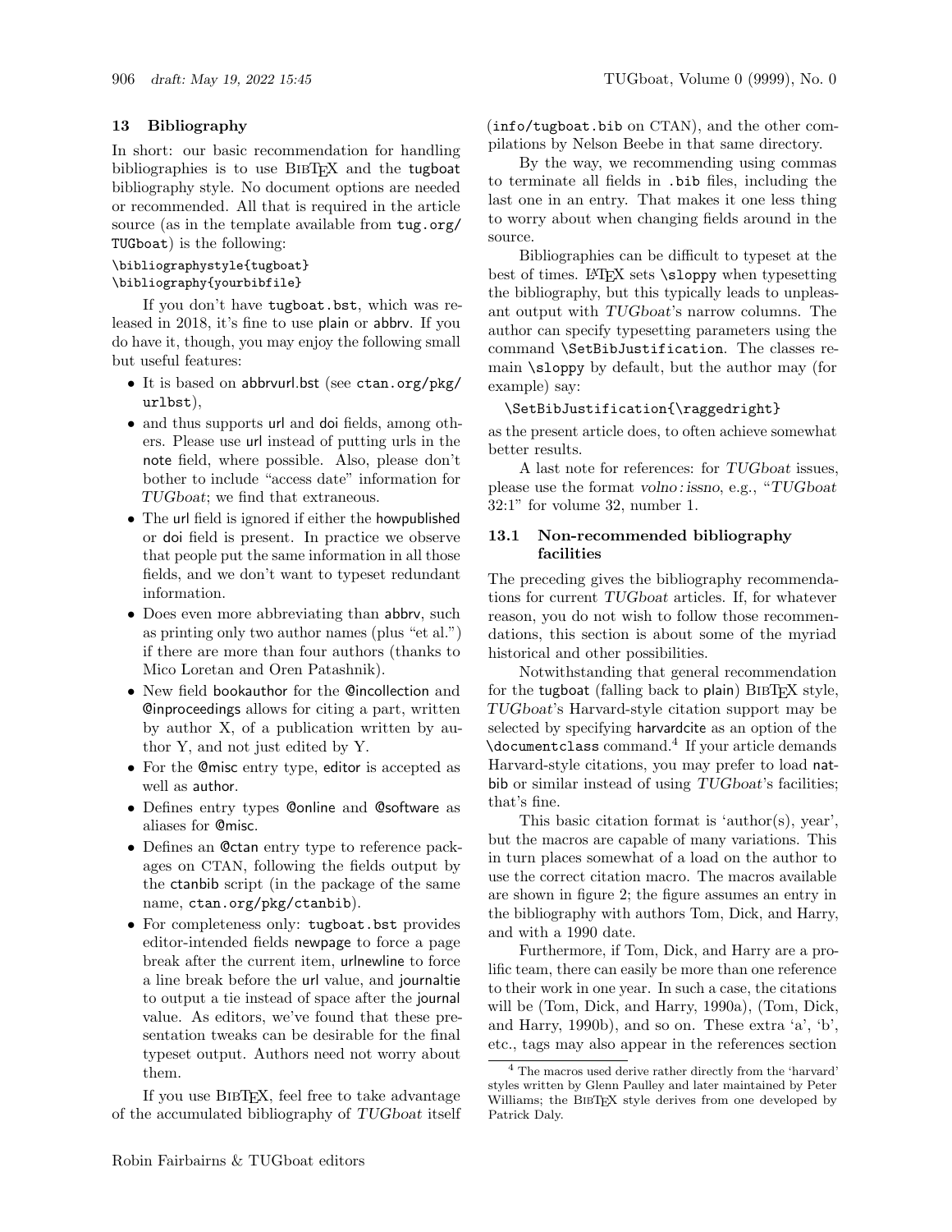## 13 Bibliography

In short: our basic recommendation for handling bibliographies is to use BibTeX and the tugboat bibliography style. No document options are needed or recommended. All that is required in the article source (as in the template available from `tug.org/TUGboat`) is the following:

```
\bibliographystyle{tugboat}
\bibliography{yourbibfile}
```

If you don't have `tugboat.bst`, which was released in 2018, it's fine to use plain or abbrv. If you do have it, though, you may enjoy the following small but useful features:

- It is based on abbrvurl.bst (see `ctan.org/pkg/urlbst`),
- and thus supports url and doi fields, among others. Please use url instead of putting urls in the note field, where possible. Also, please don't bother to include "access date" information for *TUGboat*; we find that extraneous.
- The url field is ignored if either the howpublished or doi field is present. In practice we observe that people put the same information in all those fields, and we don't want to typeset redundant information.
- Does even more abbreviating than abbrv, such as printing only two author names (plus "et al.") if there are more than four authors (thanks to Mico Loretan and Oren Patashnik).
- New field bookauthor for the @incollection and @inproceedings allows for citing a part, written by author X, of a publication written by author Y, and not just edited by Y.
- For the @misc entry type, editor is accepted as well as author.
- Defines entry types @online and @software as aliases for @misc.
- Defines an @ctan entry type to reference packages on CTAN, following the fields output by the ctanbib script (in the package of the same name, `ctan.org/pkg/ctanbib`).
- For completeness only: `tugboat.bst` provides editor-intended fields newpage to force a page break after the current item, urlnewline to force a line break before the url value, and journaltie to output a tie instead of space after the journal value. As editors, we've found that these presentation tweaks can be desirable for the final typeset output. Authors need not worry about them.

If you use BibTeX, feel free to take advantage of the accumulated bibliography of *TUGboat* itself (`info/tugboat.bib` on CTAN), and the other compilations by Nelson Beebe in that same directory.

By the way, we recommending using commas to terminate all fields in `.bib` files, including the last one in an entry. That makes it one less thing to worry about when changing fields around in the source.

Bibliographies can be difficult to typeset at the best of times. LaTeX sets `\sloppy` when typesetting the bibliography, but this typically leads to unpleasant output with *TUGboat*'s narrow columns. The author can specify typesetting parameters using the command `\SetBibJustification`. The classes remain `\sloppy` by default, but the author may (for example) say:

```
\SetBibJustification{\raggedright}
```

as the present article does, to often achieve somewhat better results.

A last note for references: for *TUGboat* issues, please use the format *volno*:*issno*, e.g., "*TUGboat* 32:1" for volume 32, number 1.

### 13.1 Non-recommended bibliography facilities

The preceding gives the bibliography recommendations for current *TUGboat* articles. If, for whatever reason, you do not wish to follow those recommendations, this section is about some of the myriad historical and other possibilities.

Notwithstanding that general recommendation for the tugboat (falling back to plain) BibTeX style, *TUGboat*'s Harvard-style citation support may be selected by specifying harvardcite as an option of the `\documentclass` command.[4] If your article demands Harvard-style citations, you may prefer to load natbib or similar instead of using *TUGboat*'s facilities; that's fine.

This basic citation format is 'author(s), year', but the macros are capable of many variations. This in turn places somewhat of a load on the author to use the correct citation macro. The macros available are shown in figure 2; the figure assumes an entry in the bibliography with authors Tom, Dick, and Harry, and with a 1990 date.

Furthermore, if Tom, Dick, and Harry are a prolific team, there can easily be more than one reference to their work in one year. In such a case, the citations will be (Tom, Dick, and Harry, 1990a), (Tom, Dick, and Harry, 1990b), and so on. These extra 'a', 'b', etc., tags may also appear in the references section

[4] The macros used derive rather directly from the 'harvard' styles written by Glenn Paulley and later maintained by Peter Williams; the BibTeX style derives from one developed by Patrick Daly.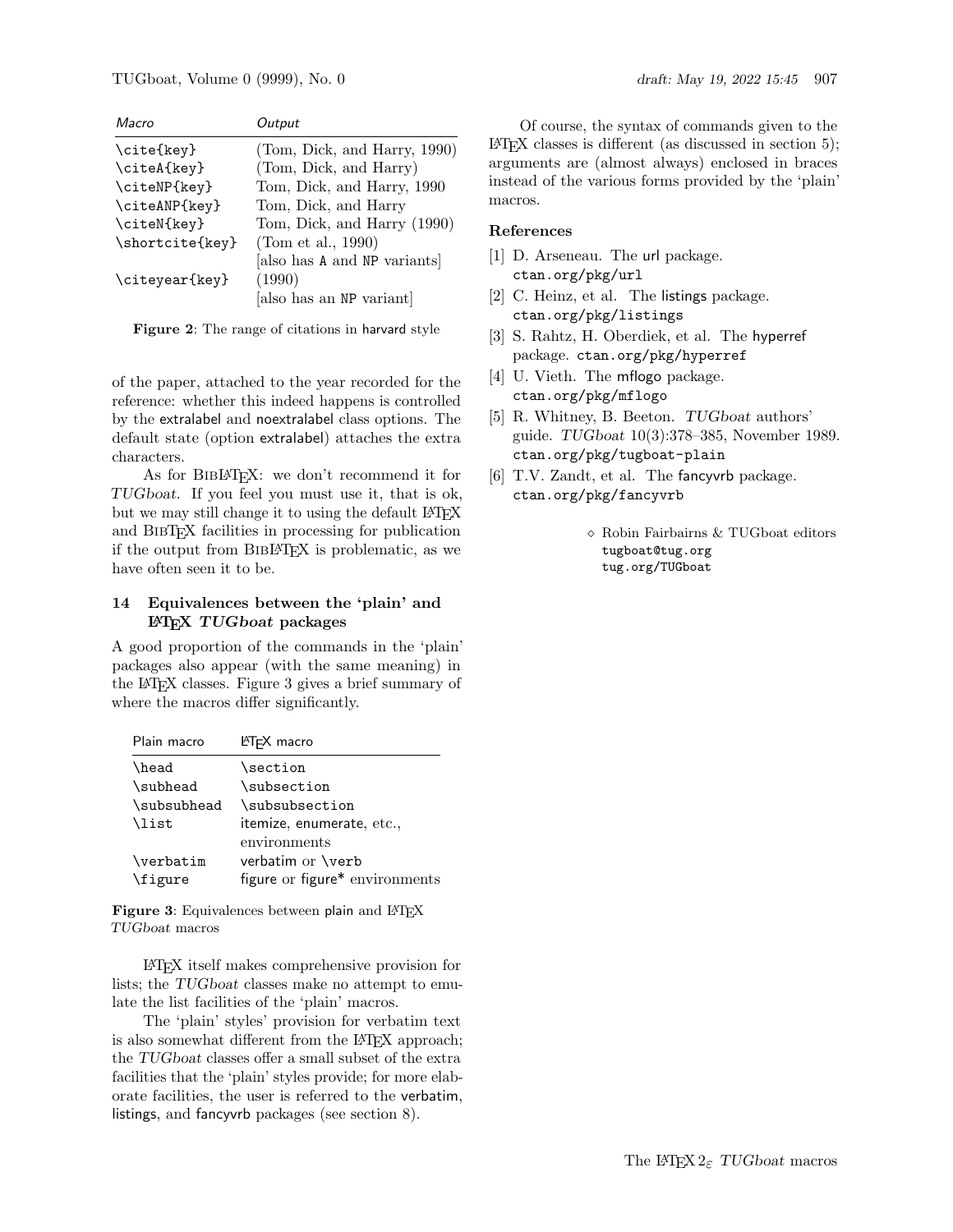| Macro | Output |
| --- | --- |
| `\cite{key}` | (Tom, Dick, and Harry, 1990) |
| `\citeA{key}` | (Tom, Dick, and Harry) |
| `\citeNP{key}` | Tom, Dick, and Harry, 1990 |
| `\citeANP{key}` | Tom, Dick, and Harry |
| `\citeN{key}` | Tom, Dick, and Harry (1990) |
| `\shortcite{key}` | (Tom et al., 1990) |
| | [also has `A` and `NP` variants] |
| `\citeyear{key}` | (1990) |
| | [also has an `NP` variant] |

**Figure 2**: The range of citations in harvard style

of the paper, attached to the year recorded for the reference: whether this indeed happens is controlled by the extralabel and noextralabel class options. The default state (option extralabel) attaches the extra characters.

As for BibLaTeX: we don't recommend it for *TUGboat*. If you feel you must use it, that is ok, but we may still change it to using the default LaTeX and BibTeX facilities in processing for publication if the output from BibLaTeX is problematic, as we have often seen it to be.

## 14 Equivalences between the 'plain' and LaTeX *TUGboat* packages

A good proportion of the commands in the 'plain' packages also appear (with the same meaning) in the LaTeX classes. Figure 3 gives a brief summary of where the macros differ significantly.

| Plain macro | LaTeX macro |
| --- | --- |
| `\head` | `\section` |
| `\subhead` | `\subsection` |
| `\subsubhead` | `\subsubsection` |
| `\list` | itemize, enumerate, etc., environments |
| `\verbatim` | verbatim or `\verb` |
| `\figure` | figure or figure* environments |

**Figure 3**: Equivalences between plain and LaTeX *TUGboat* macros

LaTeX itself makes comprehensive provision for lists; the *TUGboat* classes make no attempt to emulate the list facilities of the 'plain' macros.

The 'plain' styles' provision for verbatim text is also somewhat different from the LaTeX approach; the *TUGboat* classes offer a small subset of the extra facilities that the 'plain' styles provide; for more elaborate facilities, the user is referred to the verbatim, listings, and fancyvrb packages (see section 8).

Of course, the syntax of commands given to the LaTeX classes is different (as discussed in section 5); arguments are (almost always) enclosed in braces instead of the various forms provided by the 'plain' macros.

### References

[1] D. Arseneau. The url package. `ctan.org/pkg/url`

[2] C. Heinz, et al. The listings package. `ctan.org/pkg/listings`

[3] S. Rahtz, H. Oberdiek, et al. The hyperref package. `ctan.org/pkg/hyperref`

[4] U. Vieth. The mflogo package. `ctan.org/pkg/mflogo`

[5] R. Whitney, B. Beeton. *TUGboat* authors' guide. *TUGboat* 10(3):378–385, November 1989. `ctan.org/pkg/tugboat-plain`

[6] T.V. Zandt, et al. The fancyvrb package. `ctan.org/pkg/fancyvrb`

◇ Robin Fairbairns & TUGboat editors
`tugboat@tug.org`
`tug.org/TUGboat`